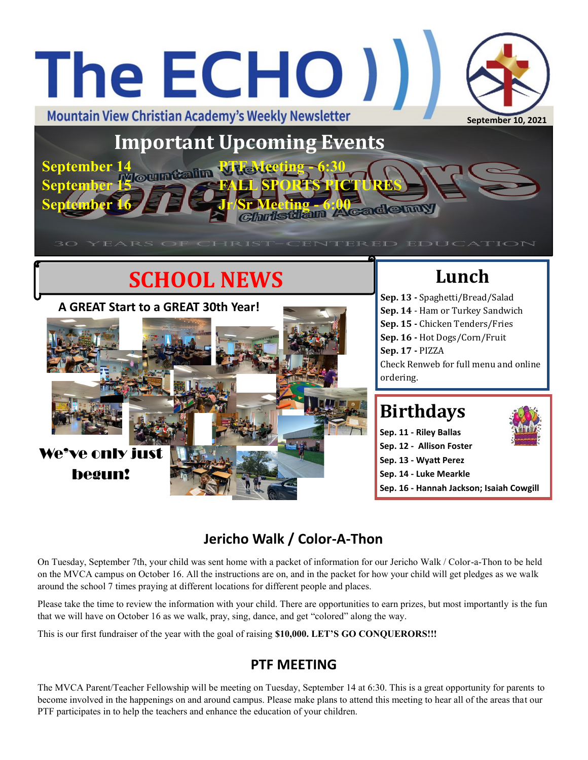# The ECHO

Mountain View Christian Academy's Weekly Newsletter

September 10, 2021

## Important Upcoming Events

| | |
|---|---|
| September 14 | PTF Meeting - 6:30 |
| September 15 | FALL SPORTS PICTURES |
| September 16 | Jr/Sr Meeting - 6:00 |

30 YEARS OF CHRIST-CENTERED EDUCATION

## SCHOOL NEWS

**A GREAT Start to a GREAT 30th Year!**

We've only just begun!

## Lunch

**Sep. 13 -** Spaghetti/Bread/Salad
**Sep. 14** - Ham or Turkey Sandwich
**Sep. 15 -** Chicken Tenders/Fries
**Sep. 16 -** Hot Dogs/Corn/Fruit
**Sep. 17 -** PIZZA
Check Renweb for full menu and online ordering.

## Birthdays

**Sep. 11 - Riley Ballas**
**Sep. 12 - Allison Foster**
**Sep. 13 - Wyatt Perez**
**Sep. 14 - Luke Mearkle**
**Sep. 16 - Hannah Jackson; Isaiah Cowgill**

## Jericho Walk / Color-A-Thon

On Tuesday, September 7th, your child was sent home with a packet of information for our Jericho Walk / Color-a-Thon to be held on the MVCA campus on October 16. All the instructions are on, and in the packet for how your child will get pledges as we walk around the school 7 times praying at different locations for different people and places.

Please take the time to review the information with your child. There are opportunities to earn prizes, but most importantly is the fun that we will have on October 16 as we walk, pray, sing, dance, and get "colored" along the way.

This is our first fundraiser of the year with the goal of raising **$10,000. LET'S GO CONQUERORS!!!**

## PTF MEETING

The MVCA Parent/Teacher Fellowship will be meeting on Tuesday, September 14 at 6:30. This is a great opportunity for parents to become involved in the happenings on and around campus. Please make plans to attend this meeting to hear all of the areas that our PTF participates in to help the teachers and enhance the education of your children.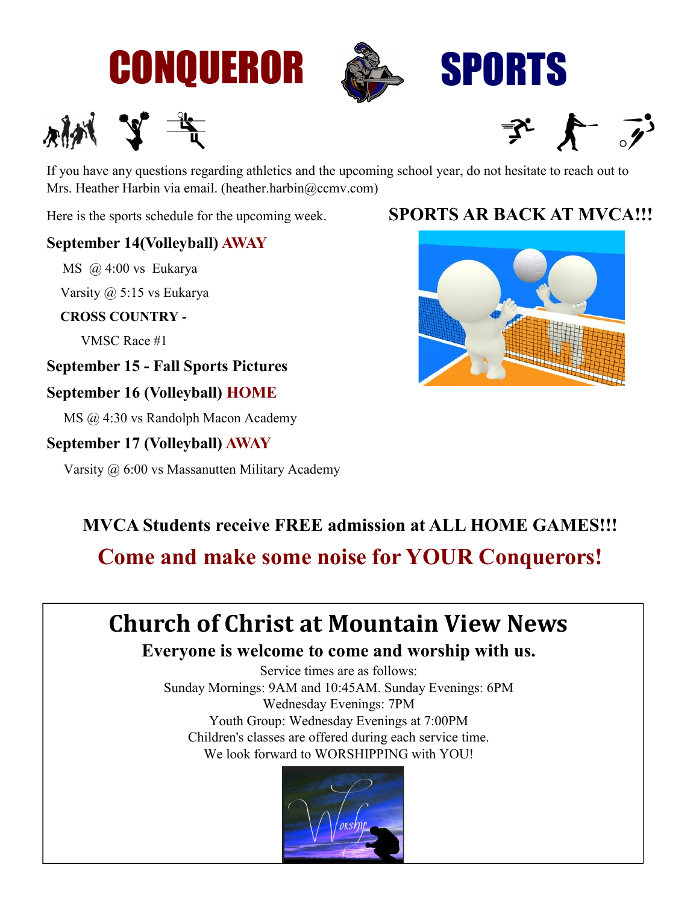# CONQUEROR SPORTS

If you have any questions regarding athletics and the upcoming school year, do not hesitate to reach out to Mrs. Heather Harbin via email. (heather.harbin@ccmv.com)

Here is the sports schedule for the upcoming week.

## SPORTS AR BACK AT MVCA!!!

**September 14(Volleyball) AWAY**

MS @ 4:00 vs Eukarya

Varsity @ 5:15 vs Eukarya

**CROSS COUNTRY -**

VMSC Race #1

**September 15 - Fall Sports Pictures**

**September 16 (Volleyball) HOME**

MS @ 4:30 vs Randolph Macon Academy

**September 17 (Volleyball) AWAY**

Varsity @ 6:00 vs Massanutten Military Academy

**MVCA Students receive FREE admission at ALL HOME GAMES!!!**

**Come and make some noise for YOUR Conquerors!**

## Church of Christ at Mountain View News

**Everyone is welcome to come and worship with us.**

Service times are as follows:
Sunday Mornings: 9AM and 10:45AM. Sunday Evenings: 6PM
Wednesday Evenings: 7PM
Youth Group: Wednesday Evenings at 7:00PM
Children's classes are offered during each service time.
We look forward to WORSHIPPING with YOU!